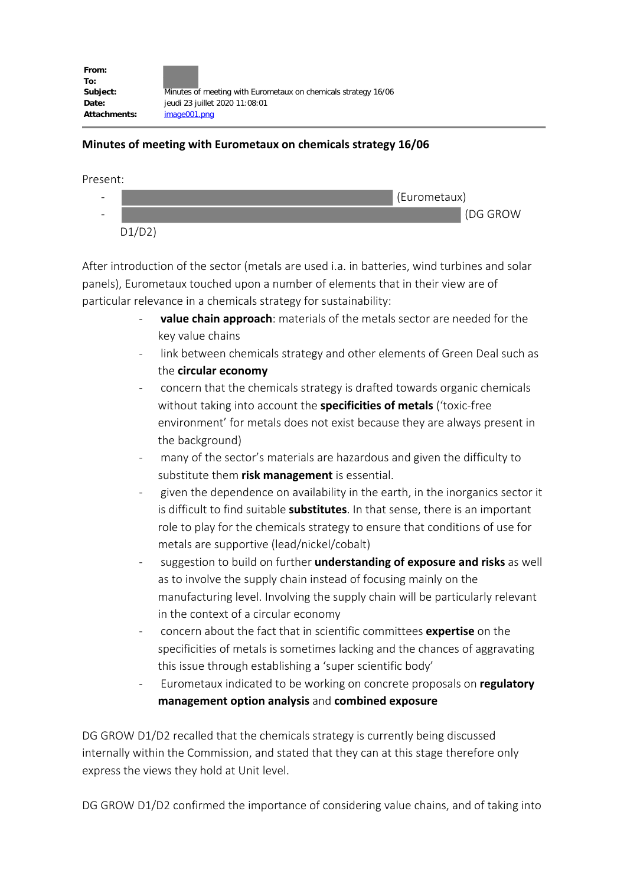**From:**
**To:**
**Subject:** Minutes of meeting with Eurometaux on chemicals strategy 16/06
**Date:** jeudi 23 juillet 2020 11:08:01
**Attachments:** image001.png

## Minutes of meeting with Eurometaux on chemicals strategy 16/06

Present:

- (Eurometaux)
- (DG GROW D1/D2)

After introduction of the sector (metals are used i.a. in batteries, wind turbines and solar panels), Eurometaux touched upon a number of elements that in their view are of particular relevance in a chemicals strategy for sustainability:

- **value chain approach**: materials of the metals sector are needed for the key value chains
- link between chemicals strategy and other elements of Green Deal such as the **circular economy**
- concern that the chemicals strategy is drafted towards organic chemicals without taking into account the **specificities of metals** ('toxic-free environment' for metals does not exist because they are always present in the background)
- many of the sector's materials are hazardous and given the difficulty to substitute them **risk management** is essential.
- given the dependence on availability in the earth, in the inorganics sector it is difficult to find suitable **substitutes**. In that sense, there is an important role to play for the chemicals strategy to ensure that conditions of use for metals are supportive (lead/nickel/cobalt)
- suggestion to build on further **understanding of exposure and risks** as well as to involve the supply chain instead of focusing mainly on the manufacturing level. Involving the supply chain will be particularly relevant in the context of a circular economy
- concern about the fact that in scientific committees **expertise** on the specificities of metals is sometimes lacking and the chances of aggravating this issue through establishing a 'super scientific body'
- Eurometaux indicated to be working on concrete proposals on **regulatory management option analysis** and **combined exposure**

DG GROW D1/D2 recalled that the chemicals strategy is currently being discussed internally within the Commission, and stated that they can at this stage therefore only express the views they hold at Unit level.

DG GROW D1/D2 confirmed the importance of considering value chains, and of taking into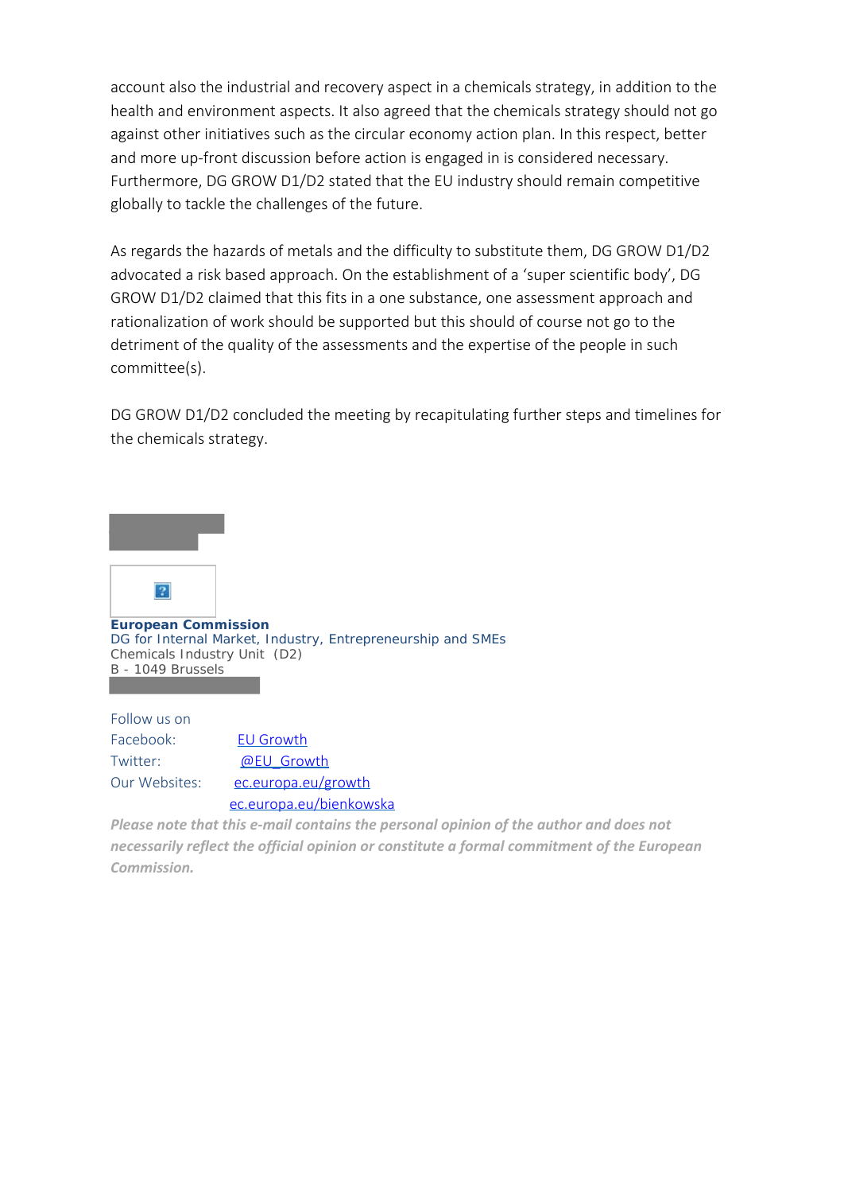account also the industrial and recovery aspect in a chemicals strategy, in addition to the health and environment aspects. It also agreed that the chemicals strategy should not go against other initiatives such as the circular economy action plan. In this respect, better and more up-front discussion before action is engaged in is considered necessary. Furthermore, DG GROW D1/D2 stated that the EU industry should remain competitive globally to tackle the challenges of the future.

As regards the hazards of metals and the difficulty to substitute them, DG GROW D1/D2 advocated a risk based approach. On the establishment of a 'super scientific body', DG GROW D1/D2 claimed that this fits in a one substance, one assessment approach and rationalization of work should be supported but this should of course not go to the detriment of the quality of the assessments and the expertise of the people in such committee(s).

DG GROW D1/D2 concluded the meeting by recapitulating further steps and timelines for the chemicals strategy.

**European Commission**
DG for Internal Market, Industry, Entrepreneurship and SMEs
Chemicals Industry Unit (D2)
B - 1049 Brussels

Follow us on
Facebook: EU Growth
Twitter: @EU_Growth
Our Websites: ec.europa.eu/growth
ec.europa.eu/bienkowska

***Please note that this e-mail contains the personal opinion of the author and does not necessarily reflect the official opinion or constitute a formal commitment of the European Commission.***